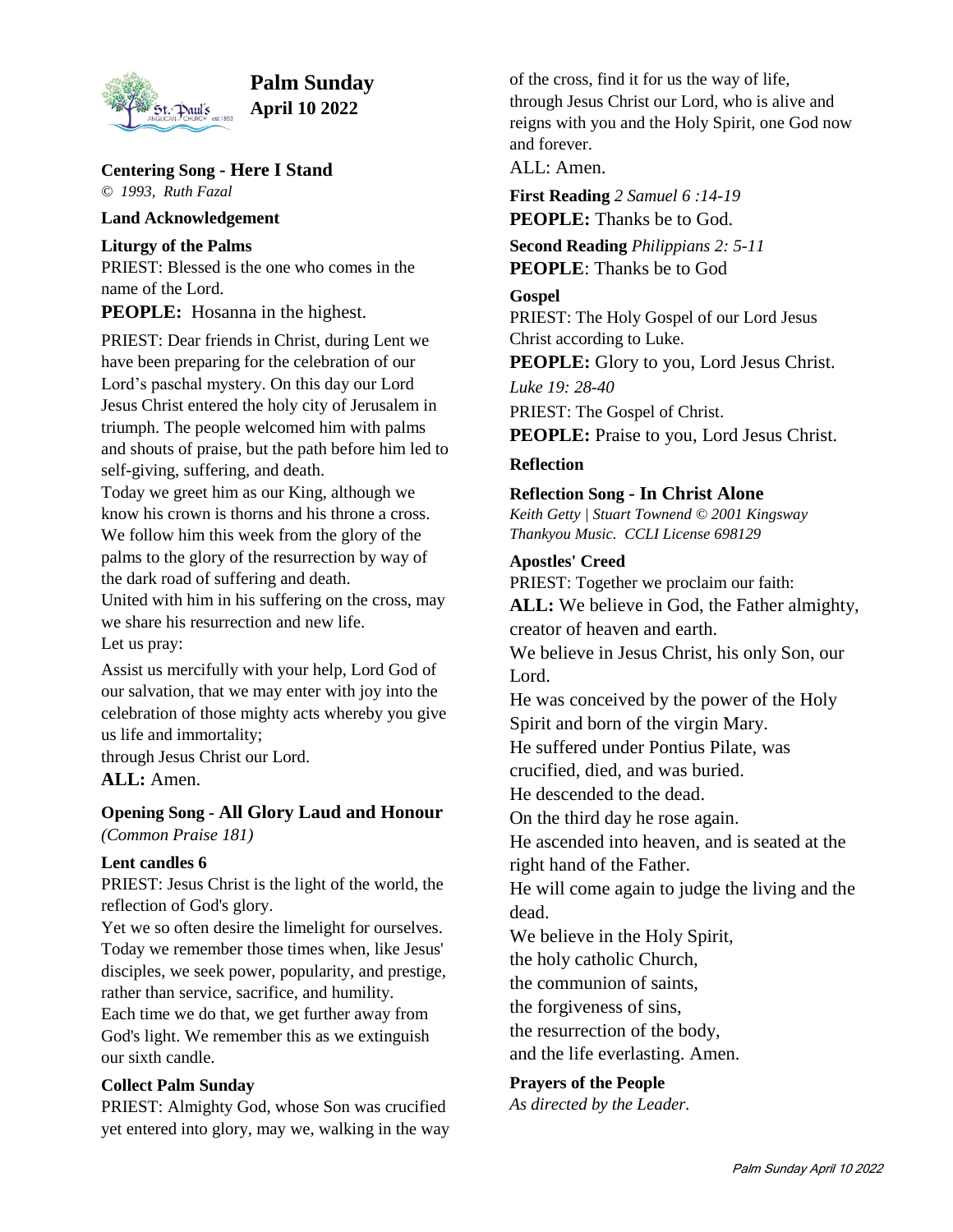# Palm Sunday
**April 10 2022**

**Centering Song - Here I Stand**
*© 1993, Ruth Fazal*

**Land Acknowledgement**

**Liturgy of the Palms**
PRIEST: Blessed is the one who comes in the name of the Lord.
**PEOPLE:** Hosanna in the highest.

PRIEST: Dear friends in Christ, during Lent we have been preparing for the celebration of our Lord's paschal mystery. On this day our Lord Jesus Christ entered the holy city of Jerusalem in triumph. The people welcomed him with palms and shouts of praise, but the path before him led to self-giving, suffering, and death.
Today we greet him as our King, although we know his crown is thorns and his throne a cross. We follow him this week from the glory of the palms to the glory of the resurrection by way of the dark road of suffering and death.
United with him in his suffering on the cross, may we share his resurrection and new life.
Let us pray:

Assist us mercifully with your help, Lord God of our salvation, that we may enter with joy into the celebration of those mighty acts whereby you give us life and immortality;
through Jesus Christ our Lord.
**ALL:** Amen.

**Opening Song - All Glory Laud and Honour**
*(Common Praise 181)*

**Lent candles 6**
PRIEST: Jesus Christ is the light of the world, the reflection of God's glory.
Yet we so often desire the limelight for ourselves. Today we remember those times when, like Jesus' disciples, we seek power, popularity, and prestige, rather than service, sacrifice, and humility.
Each time we do that, we get further away from God's light. We remember this as we extinguish our sixth candle.

**Collect Palm Sunday**
PRIEST: Almighty God, whose Son was crucified yet entered into glory, may we, walking in the way of the cross, find it for us the way of life, through Jesus Christ our Lord, who is alive and reigns with you and the Holy Spirit, one God now and forever.
ALL: Amen.

**First Reading** *2 Samuel 6 :14-19*
**PEOPLE:** Thanks be to God.

**Second Reading** *Philippians 2: 5-11*
**PEOPLE**: Thanks be to God

**Gospel**
PRIEST: The Holy Gospel of our Lord Jesus Christ according to Luke.
**PEOPLE:** Glory to you, Lord Jesus Christ.
*Luke 19: 28-40*
PRIEST: The Gospel of Christ.
**PEOPLE:** Praise to you, Lord Jesus Christ.

**Reflection**

**Reflection Song - In Christ Alone**
*Keith Getty | Stuart Townend © 2001 Kingsway Thankyou Music. CCLI License 698129*

**Apostles' Creed**
PRIEST: Together we proclaim our faith:
**ALL:** We believe in God, the Father almighty, creator of heaven and earth.
We believe in Jesus Christ, his only Son, our Lord.
He was conceived by the power of the Holy Spirit and born of the virgin Mary.
He suffered under Pontius Pilate, was crucified, died, and was buried.
He descended to the dead.
On the third day he rose again.
He ascended into heaven, and is seated at the right hand of the Father.
He will come again to judge the living and the dead.
We believe in the Holy Spirit,
the holy catholic Church,
the communion of saints,
the forgiveness of sins,
the resurrection of the body,
and the life everlasting. Amen.

**Prayers of the People**
*As directed by the Leader.*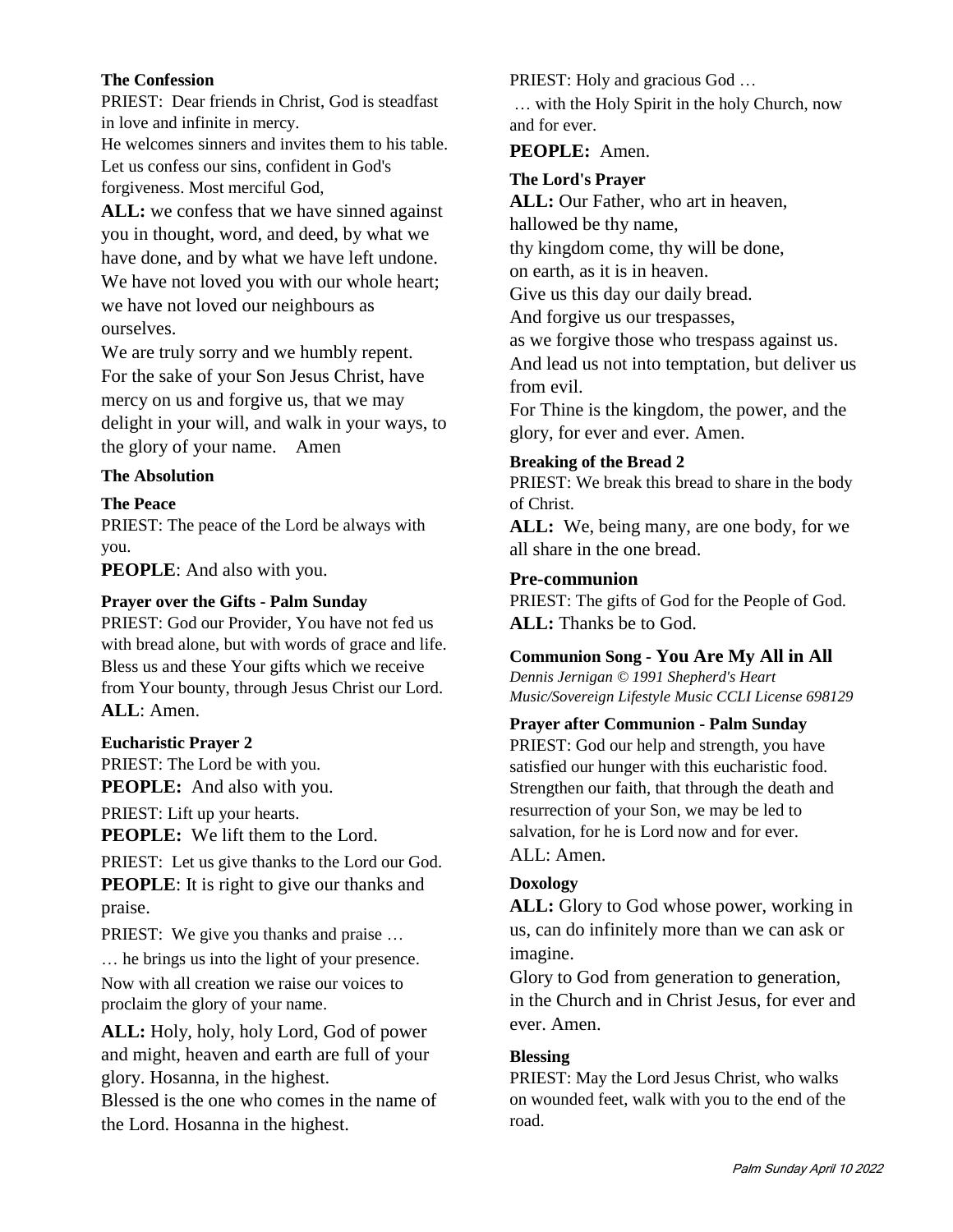**The Confession**

PRIEST: Dear friends in Christ, God is steadfast in love and infinite in mercy.
He welcomes sinners and invites them to his table. Let us confess our sins, confident in God's forgiveness. Most merciful God,

**ALL:** we confess that we have sinned against you in thought, word, and deed, by what we have done, and by what we have left undone. We have not loved you with our whole heart; we have not loved our neighbours as ourselves.
We are truly sorry and we humbly repent. For the sake of your Son Jesus Christ, have mercy on us and forgive us, that we may delight in your will, and walk in your ways, to the glory of your name. Amen

**The Absolution**

**The Peace**

PRIEST: The peace of the Lord be always with you.

**PEOPLE**: And also with you.

**Prayer over the Gifts - Palm Sunday**

PRIEST: God our Provider, You have not fed us with bread alone, but with words of grace and life. Bless us and these Your gifts which we receive from Your bounty, through Jesus Christ our Lord.

**ALL**: Amen.

**Eucharistic Prayer 2**

PRIEST: The Lord be with you.

**PEOPLE:** And also with you.

PRIEST: Lift up your hearts.

**PEOPLE:** We lift them to the Lord.

PRIEST: Let us give thanks to the Lord our God.

**PEOPLE**: It is right to give our thanks and praise.

PRIEST: We give you thanks and praise …

… he brings us into the light of your presence. Now with all creation we raise our voices to proclaim the glory of your name.

**ALL:** Holy, holy, holy Lord, God of power and might, heaven and earth are full of your glory. Hosanna, in the highest.
Blessed is the one who comes in the name of the Lord. Hosanna in the highest.

PRIEST: Holy and gracious God …

… with the Holy Spirit in the holy Church, now and for ever.

**PEOPLE:** Amen.

**The Lord's Prayer**

**ALL:** Our Father, who art in heaven,
hallowed be thy name,
thy kingdom come, thy will be done,
on earth, as it is in heaven.
Give us this day our daily bread.
And forgive us our trespasses,
as we forgive those who trespass against us.
And lead us not into temptation, but deliver us from evil.
For Thine is the kingdom, the power, and the glory, for ever and ever. Amen.

**Breaking of the Bread 2**

PRIEST: We break this bread to share in the body of Christ.

**ALL:** We, being many, are one body, for we all share in the one bread.

**Pre-communion**

PRIEST: The gifts of God for the People of God.

**ALL:** Thanks be to God.

**Communion Song - You Are My All in All**

*Dennis Jernigan © 1991 Shepherd's Heart Music/Sovereign Lifestyle Music CCLI License 698129*

**Prayer after Communion - Palm Sunday**

PRIEST: God our help and strength, you have satisfied our hunger with this eucharistic food. Strengthen our faith, that through the death and resurrection of your Son, we may be led to salvation, for he is Lord now and for ever.

ALL: Amen.

**Doxology**

**ALL:** Glory to God whose power, working in us, can do infinitely more than we can ask or imagine.
Glory to God from generation to generation, in the Church and in Christ Jesus, for ever and ever. Amen.

**Blessing**

PRIEST: May the Lord Jesus Christ, who walks on wounded feet, walk with you to the end of the road.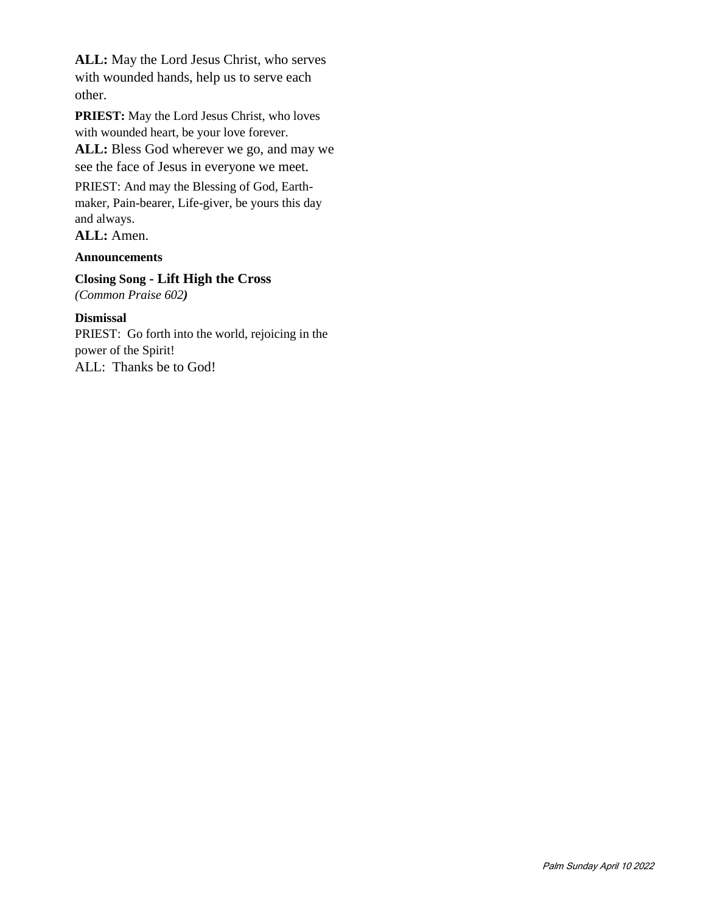**ALL:** May the Lord Jesus Christ, who serves with wounded hands, help us to serve each other.

**PRIEST:** May the Lord Jesus Christ, who loves with wounded heart, be your love forever.

**ALL:** Bless God wherever we go, and may we see the face of Jesus in everyone we meet.

PRIEST: And may the Blessing of God, Earth-maker, Pain-bearer, Life-giver, be yours this day and always.

**ALL:** Amen.

**Announcements**

**Closing Song - Lift High the Cross**
*(Common Praise 602)*

**Dismissal**

PRIEST: Go forth into the world, rejoicing in the power of the Spirit!

ALL: Thanks be to God!